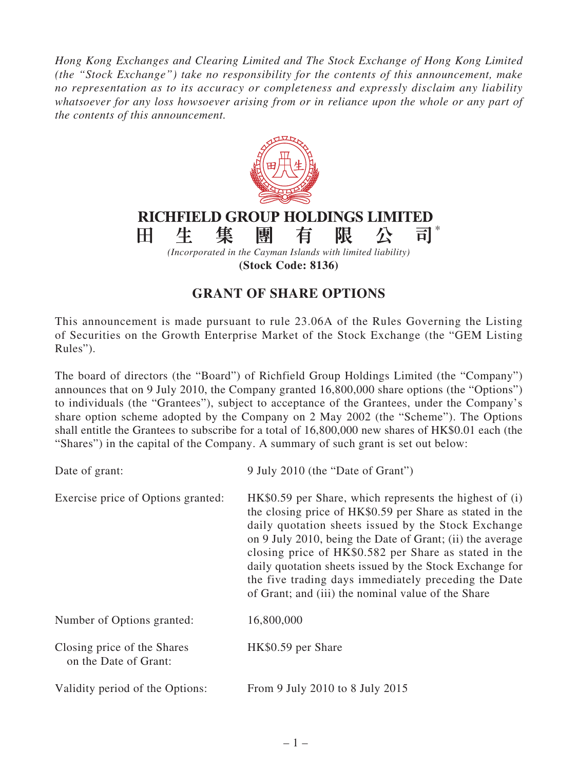*Hong Kong Exchanges and Clearing Limited and The Stock Exchange of Hong Kong Limited (the "Stock Exchange") take no responsibility for the contents of this announcement, make no representation as to its accuracy or completeness and expressly disclaim any liability whatsoever for any loss howsoever arising from or in reliance upon the whole or any part of the contents of this announcement.*

**RICHFIELD GROUP HOLDINGS LIMITED**

**田生集團有限公司*** 

*(Incorporated in the Cayman Islands with limited liability)*

**(Stock Code: 8136)**

# GRANT OF SHARE OPTIONS

This announcement is made pursuant to rule 23.06A of the Rules Governing the Listing of Securities on the Growth Enterprise Market of the Stock Exchange (the "GEM Listing Rules").

The board of directors (the "Board") of Richfield Group Holdings Limited (the "Company") announces that on 9 July 2010, the Company granted 16,800,000 share options (the "Options") to individuals (the "Grantees"), subject to acceptance of the Grantees, under the Company's share option scheme adopted by the Company on 2 May 2002 (the "Scheme"). The Options shall entitle the Grantees to subscribe for a total of 16,800,000 new shares of HK$0.01 each (the "Shares") in the capital of the Company. A summary of such grant is set out below:

| | |
|---|---|
| Date of grant: | 9 July 2010 (the "Date of Grant") |
| Exercise price of Options granted: | HK$0.59 per Share, which represents the highest of (i) the closing price of HK$0.59 per Share as stated in the daily quotation sheets issued by the Stock Exchange on 9 July 2010, being the Date of Grant; (ii) the average closing price of HK$0.582 per Share as stated in the daily quotation sheets issued by the Stock Exchange for the five trading days immediately preceding the Date of Grant; and (iii) the nominal value of the Share |
| Number of Options granted: | 16,800,000 |
| Closing price of the Shares on the Date of Grant: | HK$0.59 per Share |
| Validity period of the Options: | From 9 July 2010 to 8 July 2015 |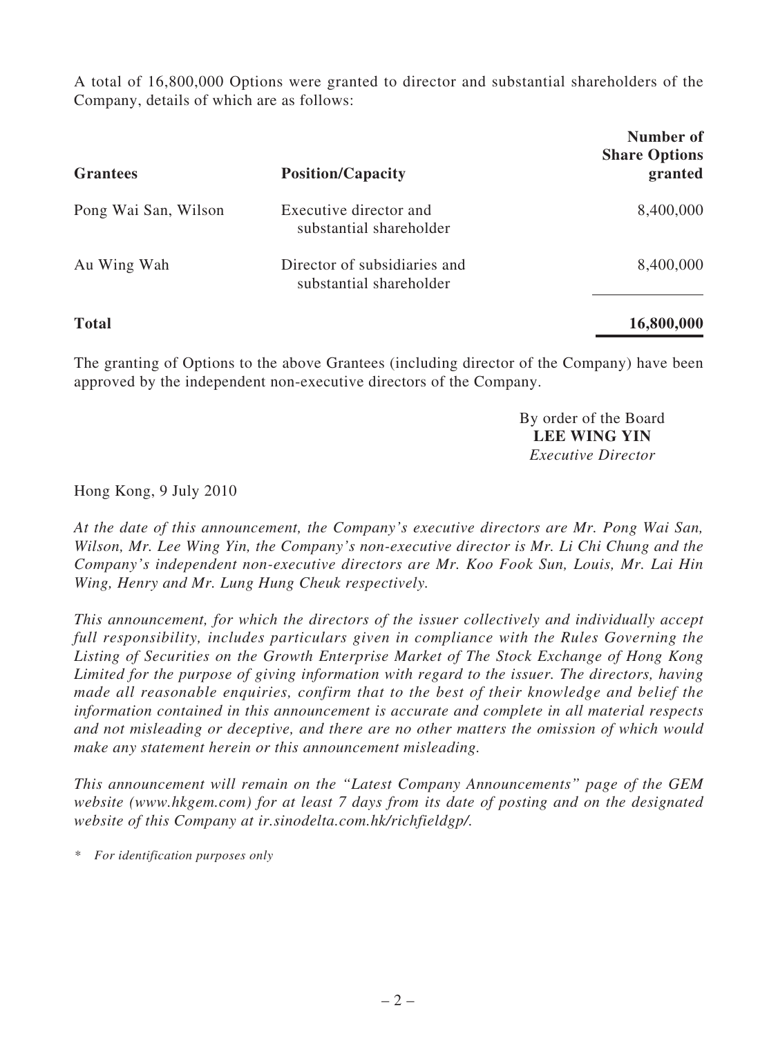A total of 16,800,000 Options were granted to director and substantial shareholders of the Company, details of which are as follows:

| Grantees | Position/Capacity | Number of Share Options granted |
|---|---|---|
| Pong Wai San, Wilson | Executive director and substantial shareholder | 8,400,000 |
| Au Wing Wah | Director of subsidiaries and substantial shareholder | 8,400,000 |
| **Total** | | **16,800,000** |

The granting of Options to the above Grantees (including director of the Company) have been approved by the independent non-executive directors of the Company.

By order of the Board
**LEE WING YIN**
*Executive Director*

Hong Kong, 9 July 2010

*At the date of this announcement, the Company's executive directors are Mr. Pong Wai San, Wilson, Mr. Lee Wing Yin, the Company's non-executive director is Mr. Li Chi Chung and the Company's independent non-executive directors are Mr. Koo Fook Sun, Louis, Mr. Lai Hin Wing, Henry and Mr. Lung Hung Cheuk respectively.*

*This announcement, for which the directors of the issuer collectively and individually accept full responsibility, includes particulars given in compliance with the Rules Governing the Listing of Securities on the Growth Enterprise Market of The Stock Exchange of Hong Kong Limited for the purpose of giving information with regard to the issuer. The directors, having made all reasonable enquiries, confirm that to the best of their knowledge and belief the information contained in this announcement is accurate and complete in all material respects and not misleading or deceptive, and there are no other matters the omission of which would make any statement herein or this announcement misleading.*

*This announcement will remain on the "Latest Company Announcements" page of the GEM website (www.hkgem.com) for at least 7 days from its date of posting and on the designated website of this Company at ir.sinodelta.com.hk/richfieldgp/.*

\* *For identification purposes only*